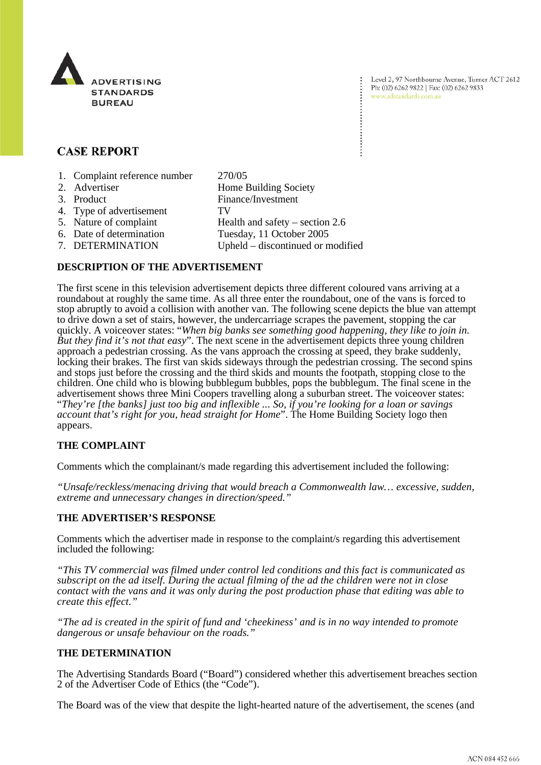ADVERTISING STANDARDS BUREAU

Level 2, 97 Northbourne Avenue, Turner ACT 2612
Ph: (02) 6262 9822 | Fax: (02) 6262 9833
www.adstandards.com.au

# CASE REPORT

| | | |
|---|---|---|
| 1. | Complaint reference number | 270/05 |
| 2. | Advertiser | Home Building Society |
| 3. | Product | Finance/Investment |
| 4. | Type of advertisement | TV |
| 5. | Nature of complaint | Health and safety – section 2.6 |
| 6. | Date of determination | Tuesday, 11 October 2005 |
| 7. | DETERMINATION | Upheld – discontinued or modified |

## DESCRIPTION OF THE ADVERTISEMENT

The first scene in this television advertisement depicts three different coloured vans arriving at a roundabout at roughly the same time. As all three enter the roundabout, one of the vans is forced to stop abruptly to avoid a collision with another van. The following scene depicts the blue van attempt to drive down a set of stairs, however, the undercarriage scrapes the pavement, stopping the car quickly. A voiceover states: "*When big banks see something good happening, they like to join in. But they find it's not that easy*". The next scene in the advertisement depicts three young children approach a pedestrian crossing. As the vans approach the crossing at speed, they brake suddenly, locking their brakes. The first van skids sideways through the pedestrian crossing. The second spins and stops just before the crossing and the third skids and mounts the footpath, stopping close to the children. One child who is blowing bubblegum bubbles, pops the bubblegum. The final scene in the advertisement shows three Mini Coopers travelling along a suburban street. The voiceover states: "*They're [the banks] just too big and inflexible ... So, if you're looking for a loan or savings account that's right for you, head straight for Home*". The Home Building Society logo then appears.

## THE COMPLAINT

Comments which the complainant/s made regarding this advertisement included the following:

*"Unsafe/reckless/menacing driving that would breach a Commonwealth law… excessive, sudden, extreme and unnecessary changes in direction/speed."*

## THE ADVERTISER'S RESPONSE

Comments which the advertiser made in response to the complaint/s regarding this advertisement included the following:

*"This TV commercial was filmed under control led conditions and this fact is communicated as subscript on the ad itself. During the actual filming of the ad the children were not in close contact with the vans and it was only during the post production phase that editing was able to create this effect."*

*"The ad is created in the spirit of fund and 'cheekiness' and is in no way intended to promote dangerous or unsafe behaviour on the roads."*

## THE DETERMINATION

The Advertising Standards Board ("Board") considered whether this advertisement breaches section 2 of the Advertiser Code of Ethics (the "Code").

The Board was of the view that despite the light-hearted nature of the advertisement, the scenes (and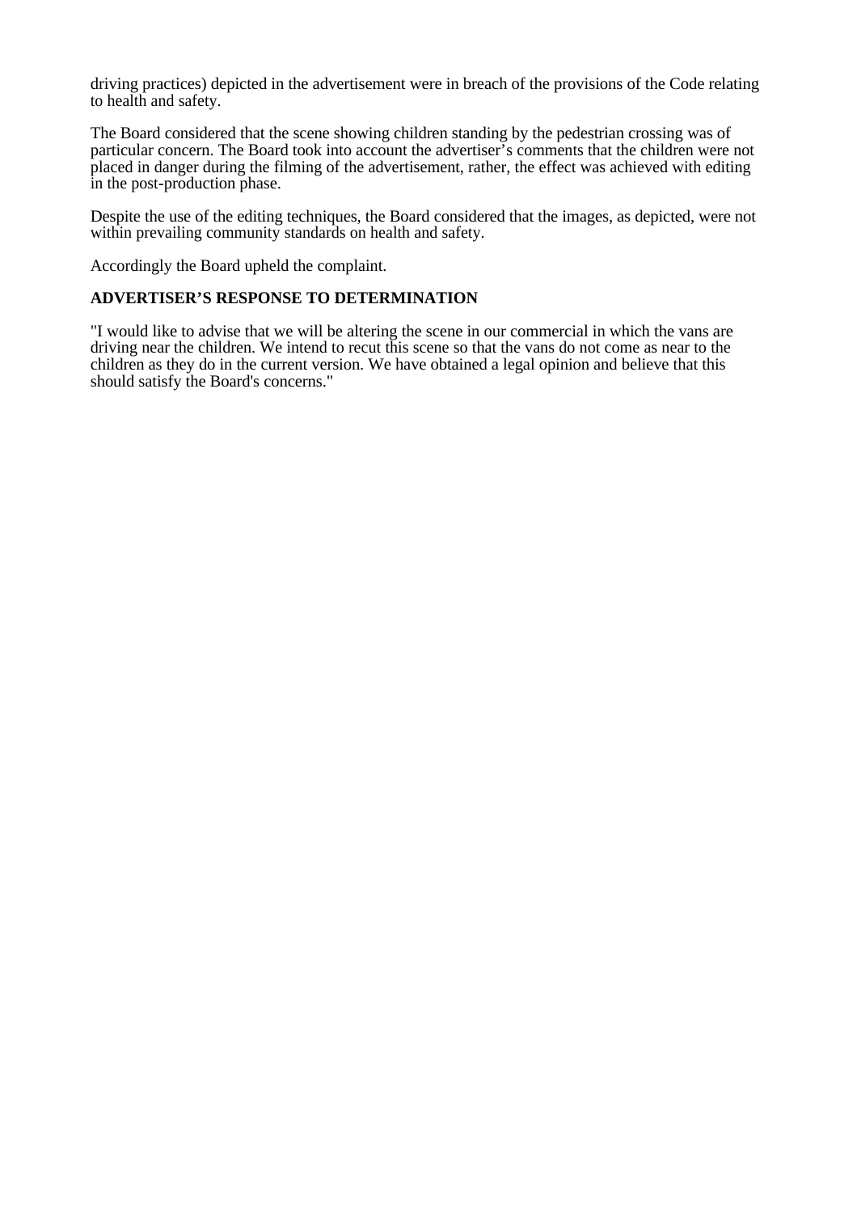driving practices) depicted in the advertisement were in breach of the provisions of the Code relating to health and safety.

The Board considered that the scene showing children standing by the pedestrian crossing was of particular concern. The Board took into account the advertiser's comments that the children were not placed in danger during the filming of the advertisement, rather, the effect was achieved with editing in the post-production phase.

Despite the use of the editing techniques, the Board considered that the images, as depicted, were not within prevailing community standards on health and safety.

Accordingly the Board upheld the complaint.

**ADVERTISER'S RESPONSE TO DETERMINATION**

"I would like to advise that we will be altering the scene in our commercial in which the vans are driving near the children. We intend to recut this scene so that the vans do not come as near to the children as they do in the current version. We have obtained a legal opinion and believe that this should satisfy the Board's concerns."